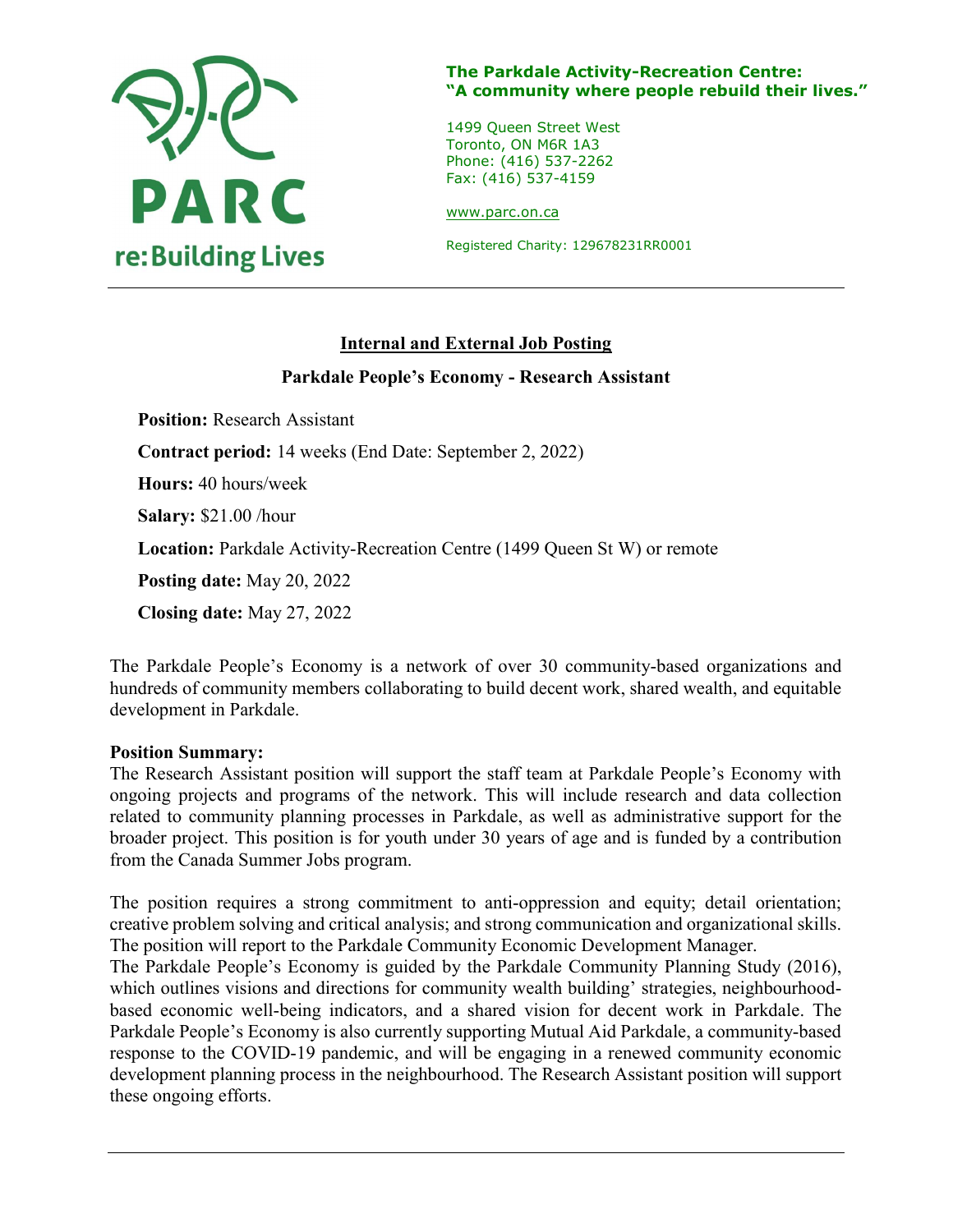PARC
re:Building Lives

**The Parkdale Activity-Recreation Centre:**
**"A community where people rebuild their lives."**

1499 Queen Street West
Toronto, ON M6R 1A3
Phone: (416) 537-2262
Fax: (416) 537-4159

www.parc.on.ca

Registered Charity: 129678231RR0001

## Internal and External Job Posting

### Parkdale People's Economy - Research Assistant

**Position:** Research Assistant

**Contract period:** 14 weeks (End Date: September 2, 2022)

**Hours:** 40 hours/week

**Salary:** $21.00 /hour

**Location:** Parkdale Activity-Recreation Centre (1499 Queen St W) or remote

**Posting date:** May 20, 2022

**Closing date:** May 27, 2022

The Parkdale People's Economy is a network of over 30 community-based organizations and hundreds of community members collaborating to build decent work, shared wealth, and equitable development in Parkdale.

**Position Summary:**

The Research Assistant position will support the staff team at Parkdale People's Economy with ongoing projects and programs of the network. This will include research and data collection related to community planning processes in Parkdale, as well as administrative support for the broader project. This position is for youth under 30 years of age and is funded by a contribution from the Canada Summer Jobs program.

The position requires a strong commitment to anti-oppression and equity; detail orientation; creative problem solving and critical analysis; and strong communication and organizational skills. The position will report to the Parkdale Community Economic Development Manager.

The Parkdale People's Economy is guided by the Parkdale Community Planning Study (2016), which outlines visions and directions for community wealth building' strategies, neighbourhood-based economic well-being indicators, and a shared vision for decent work in Parkdale. The Parkdale People's Economy is also currently supporting Mutual Aid Parkdale, a community-based response to the COVID-19 pandemic, and will be engaging in a renewed community economic development planning process in the neighbourhood. The Research Assistant position will support these ongoing efforts.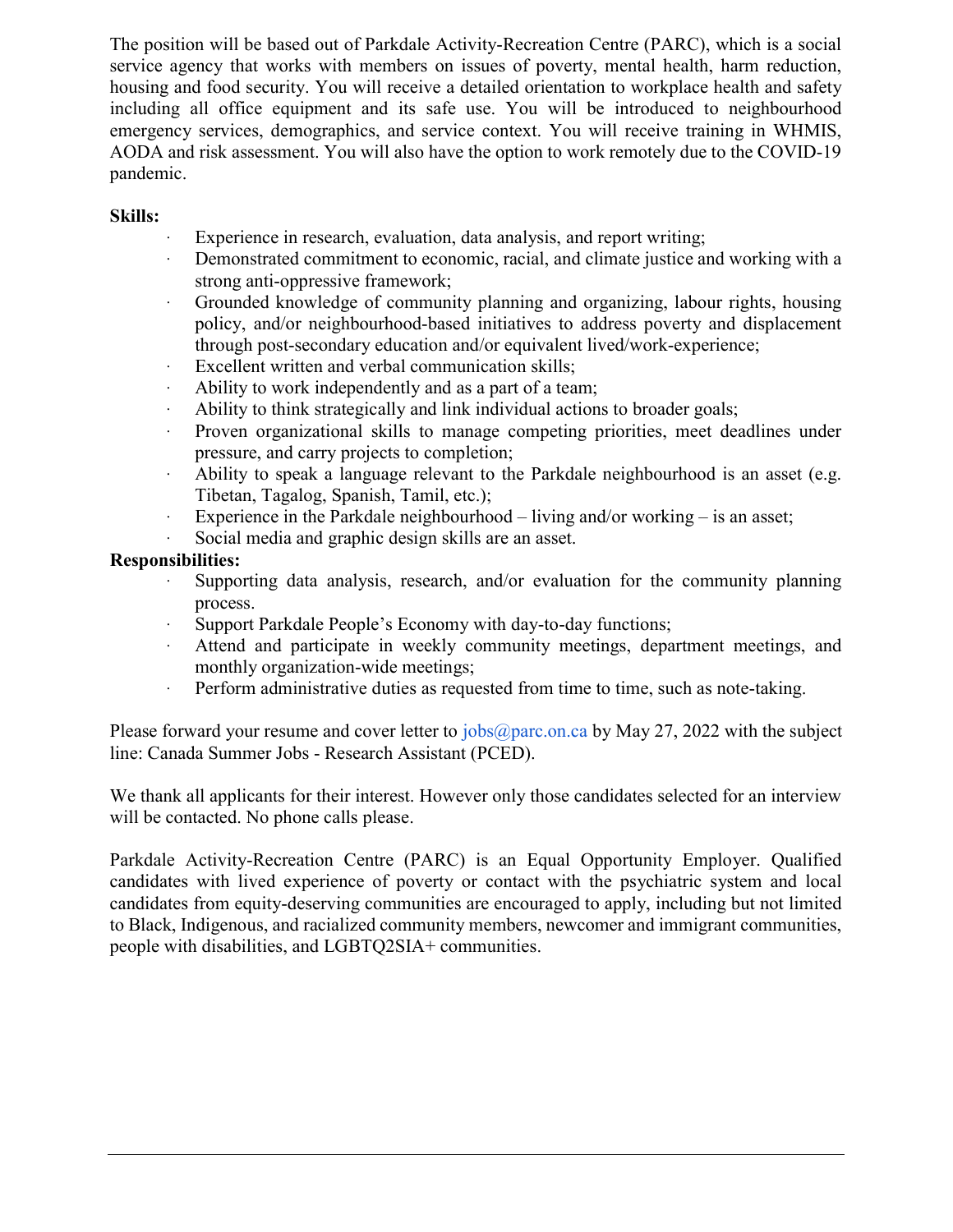The position will be based out of Parkdale Activity-Recreation Centre (PARC), which is a social service agency that works with members on issues of poverty, mental health, harm reduction, housing and food security. You will receive a detailed orientation to workplace health and safety including all office equipment and its safe use. You will be introduced to neighbourhood emergency services, demographics, and service context. You will receive training in WHMIS, AODA and risk assessment. You will also have the option to work remotely due to the COVID-19 pandemic.

**Skills:**

- Experience in research, evaluation, data analysis, and report writing;
- Demonstrated commitment to economic, racial, and climate justice and working with a strong anti-oppressive framework;
- Grounded knowledge of community planning and organizing, labour rights, housing policy, and/or neighbourhood-based initiatives to address poverty and displacement through post-secondary education and/or equivalent lived/work-experience;
- Excellent written and verbal communication skills;
- Ability to work independently and as a part of a team;
- Ability to think strategically and link individual actions to broader goals;
- Proven organizational skills to manage competing priorities, meet deadlines under pressure, and carry projects to completion;
- Ability to speak a language relevant to the Parkdale neighbourhood is an asset (e.g. Tibetan, Tagalog, Spanish, Tamil, etc.);
- Experience in the Parkdale neighbourhood – living and/or working – is an asset;
- Social media and graphic design skills are an asset.

**Responsibilities:**

- Supporting data analysis, research, and/or evaluation for the community planning process.
- Support Parkdale People's Economy with day-to-day functions;
- Attend and participate in weekly community meetings, department meetings, and monthly organization-wide meetings;
- Perform administrative duties as requested from time to time, such as note-taking.

Please forward your resume and cover letter to jobs@parc.on.ca by May 27, 2022 with the subject line: Canada Summer Jobs - Research Assistant (PCED).

We thank all applicants for their interest. However only those candidates selected for an interview will be contacted. No phone calls please.

Parkdale Activity-Recreation Centre (PARC) is an Equal Opportunity Employer. Qualified candidates with lived experience of poverty or contact with the psychiatric system and local candidates from equity-deserving communities are encouraged to apply, including but not limited to Black, Indigenous, and racialized community members, newcomer and immigrant communities, people with disabilities, and LGBTQ2SIA+ communities.